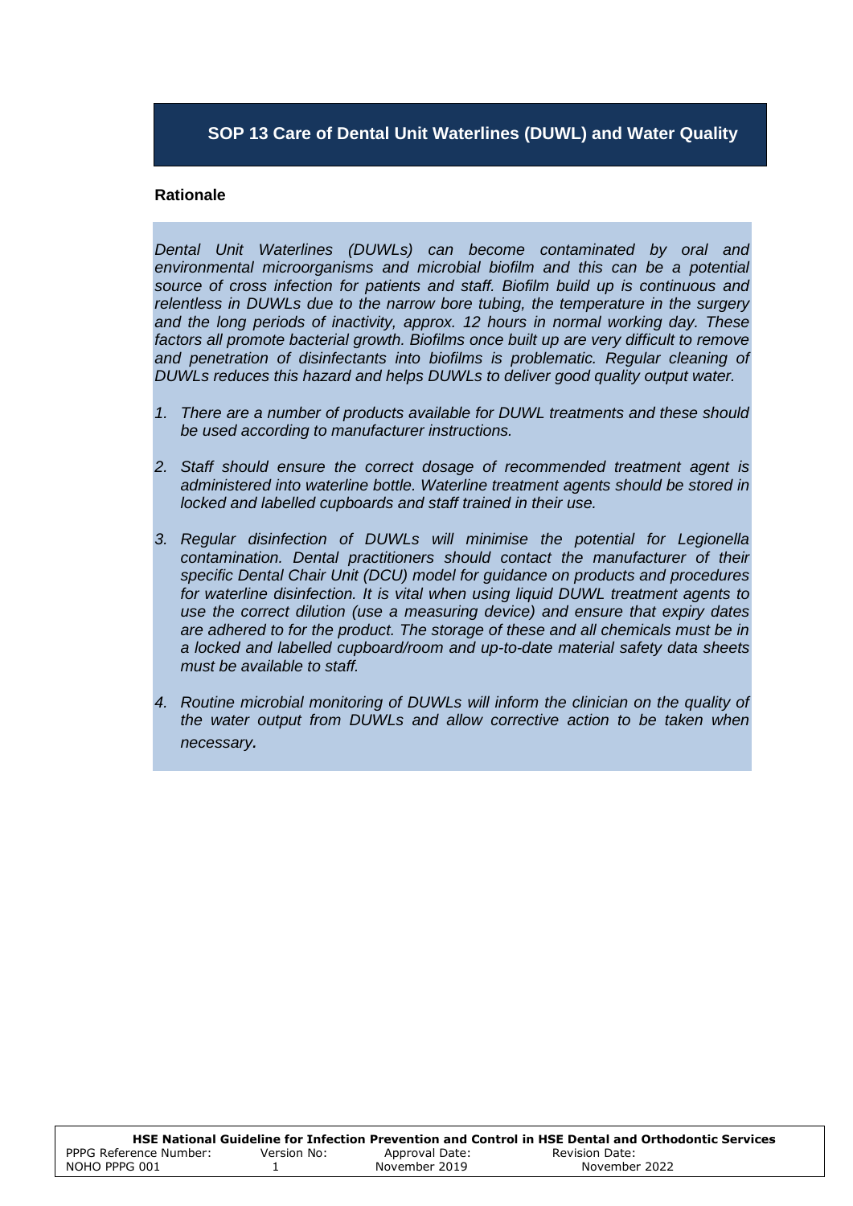# SOP 13 Care of Dental Unit Waterlines (DUWL) and Water Quality

**Rationale**

*Dental Unit Waterlines (DUWLs) can become contaminated by oral and environmental microorganisms and microbial biofilm and this can be a potential source of cross infection for patients and staff. Biofilm build up is continuous and relentless in DUWLs due to the narrow bore tubing, the temperature in the surgery and the long periods of inactivity, approx. 12 hours in normal working day. These factors all promote bacterial growth. Biofilms once built up are very difficult to remove and penetration of disinfectants into biofilms is problematic. Regular cleaning of DUWLs reduces this hazard and helps DUWLs to deliver good quality output water.*

1. *There are a number of products available for DUWL treatments and these should be used according to manufacturer instructions.*

2. *Staff should ensure the correct dosage of recommended treatment agent is administered into waterline bottle. Waterline treatment agents should be stored in locked and labelled cupboards and staff trained in their use.*

3. *Regular disinfection of DUWLs will minimise the potential for Legionella contamination. Dental practitioners should contact the manufacturer of their specific Dental Chair Unit (DCU) model for guidance on products and procedures for waterline disinfection. It is vital when using liquid DUWL treatment agents to use the correct dilution (use a measuring device) and ensure that expiry dates are adhered to for the product. The storage of these and all chemicals must be in a locked and labelled cupboard/room and up-to-date material safety data sheets must be available to staff.*

4. *Routine microbial monitoring of DUWLs will inform the clinician on the quality of the water output from DUWLs and allow corrective action to be taken when necessary.*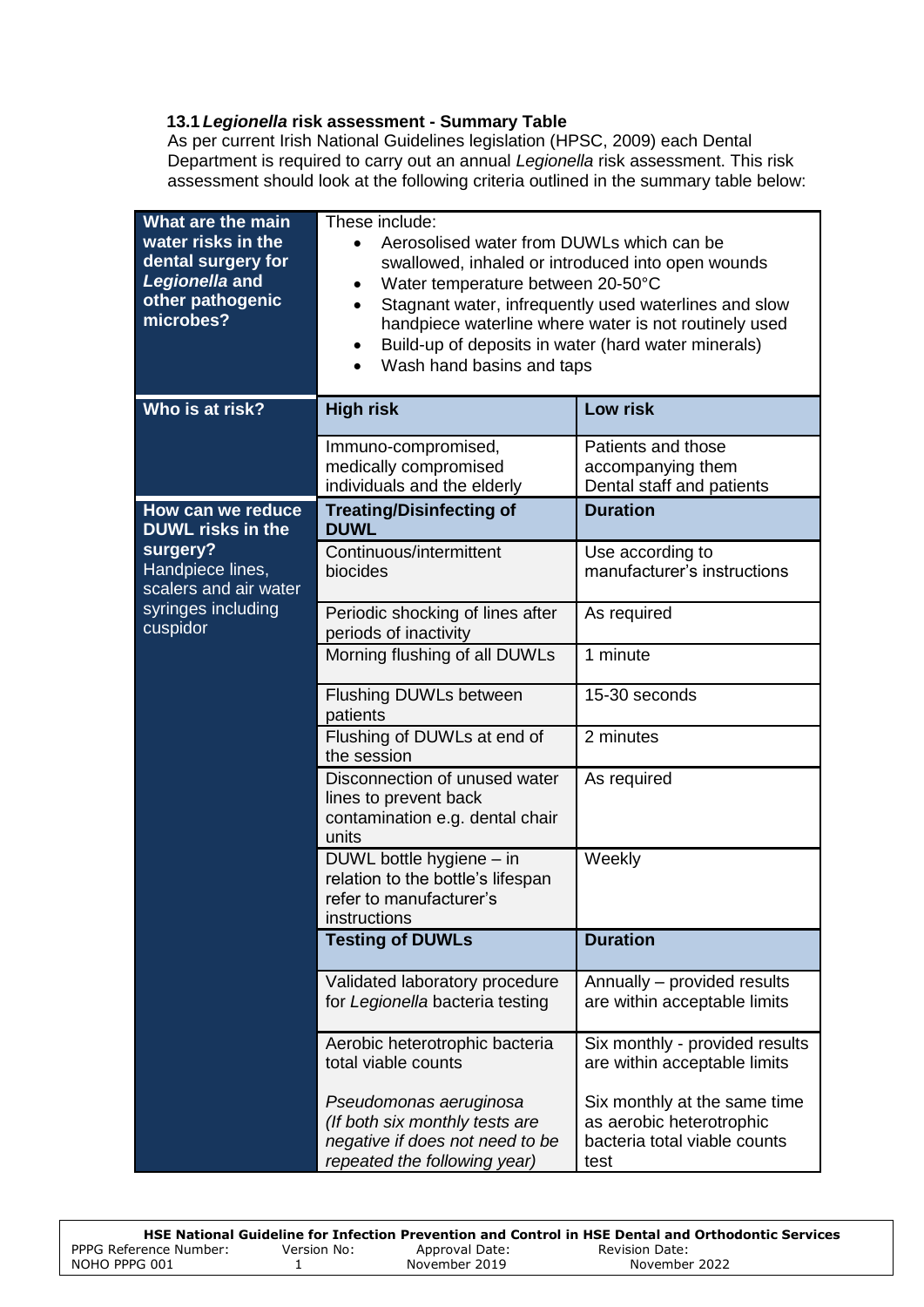### 13.1 *Legionella* risk assessment - Summary Table

As per current Irish National Guidelines legislation (HPSC, 2009) each Dental Department is required to carry out an annual *Legionella* risk assessment. This risk assessment should look at the following criteria outlined in the summary table below:

| **What are the main water risks in the dental surgery for *Legionella* and other pathogenic microbes?** | These include:<br>• Aerosolised water from DUWLs which can be swallowed, inhaled or introduced into open wounds<br>• Water temperature between 20-50°C<br>• Stagnant water, infrequently used waterlines and slow handpiece waterline where water is not routinely used<br>• Build-up of deposits in water (hard water minerals)<br>• Wash hand basins and taps | |
|---|---|---|
| **Who is at risk?** | **High risk** | **Low risk** |
| | Immuno-compromised, medically compromised individuals and the elderly | Patients and those accompanying them<br>Dental staff and patients |
| **How can we reduce DUWL risks in the surgery?** Handpiece lines, scalers and air water syringes including cuspidor | **Treating/Disinfecting of DUWL** | **Duration** |
| | Continuous/intermittent biocides | Use according to manufacturer's instructions |
| | Periodic shocking of lines after periods of inactivity | As required |
| | Morning flushing of all DUWLs | 1 minute |
| | Flushing DUWLs between patients | 15-30 seconds |
| | Flushing of DUWLs at end of the session | 2 minutes |
| | Disconnection of unused water lines to prevent back contamination e.g. dental chair units | As required |
| | DUWL bottle hygiene – in relation to the bottle's lifespan refer to manufacturer's instructions | Weekly |
| | **Testing of DUWLs** | **Duration** |
| | Validated laboratory procedure for *Legionella* bacteria testing | Annually – provided results are within acceptable limits |
| | Aerobic heterotrophic bacteria total viable counts | Six monthly - provided results are within acceptable limits |
| | *Pseudomonas aeruginosa (If both six monthly tests are negative if does not need to be repeated the following year)* | Six monthly at the same time as aerobic heterotrophic bacteria total viable counts test |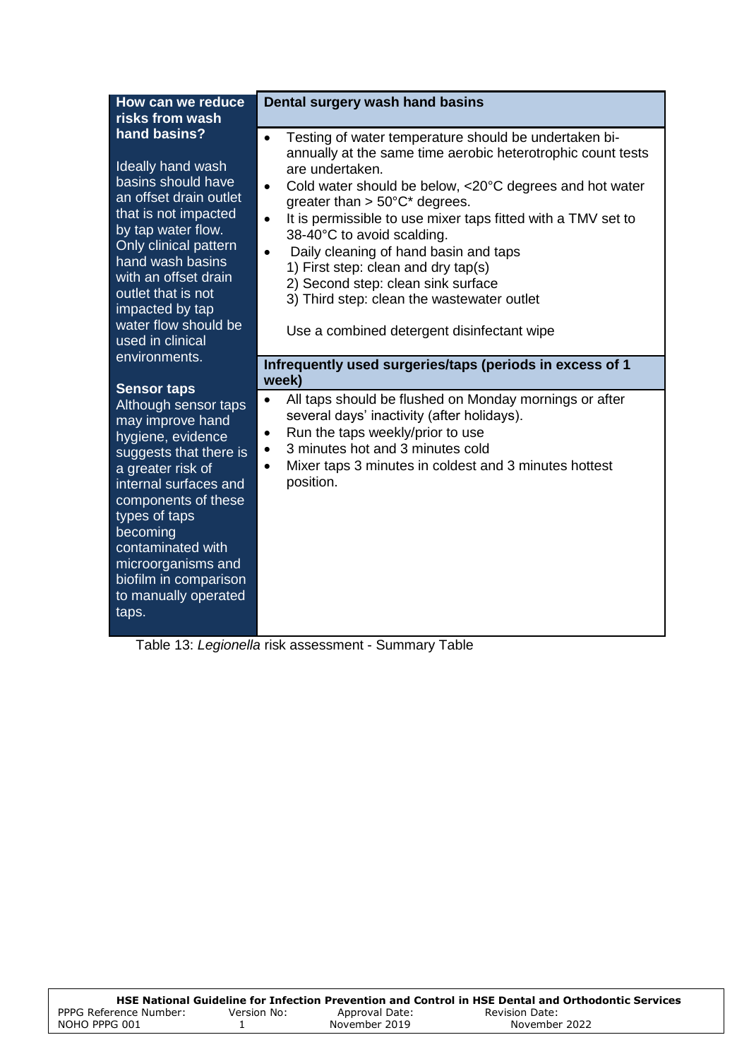| How can we reduce risks from wash hand basins? | Dental surgery wash hand basins |
|---|---|
| Ideally hand wash basins should have an offset drain outlet that is not impacted by tap water flow. Only clinical pattern hand wash basins with an offset drain outlet that is not impacted by tap water flow should be used in clinical environments.<br><br>**Sensor taps**<br>Although sensor taps may improve hand hygiene, evidence suggests that there is a greater risk of internal surfaces and components of these types of taps becoming contaminated with microorganisms and biofilm in comparison to manually operated taps. | • Testing of water temperature should be undertaken bi-annually at the same time aerobic heterotrophic count tests are undertaken.<br>• Cold water should be below, <20°C degrees and hot water greater than > 50°C* degrees.<br>• It is permissible to use mixer taps fitted with a TMV set to 38-40°C to avoid scalding.<br>• Daily cleaning of hand basin and taps<br>1) First step: clean and dry tap(s)<br>2) Second step: clean sink surface<br>3) Third step: clean the wastewater outlet<br><br>Use a combined detergent disinfectant wipe<br><br>**Infrequently used surgeries/taps (periods in excess of 1 week)**<br>• All taps should be flushed on Monday mornings or after several days' inactivity (after holidays).<br>• Run the taps weekly/prior to use<br>• 3 minutes hot and 3 minutes cold<br>• Mixer taps 3 minutes in coldest and 3 minutes hottest position. |

Table 13: *Legionella* risk assessment - Summary Table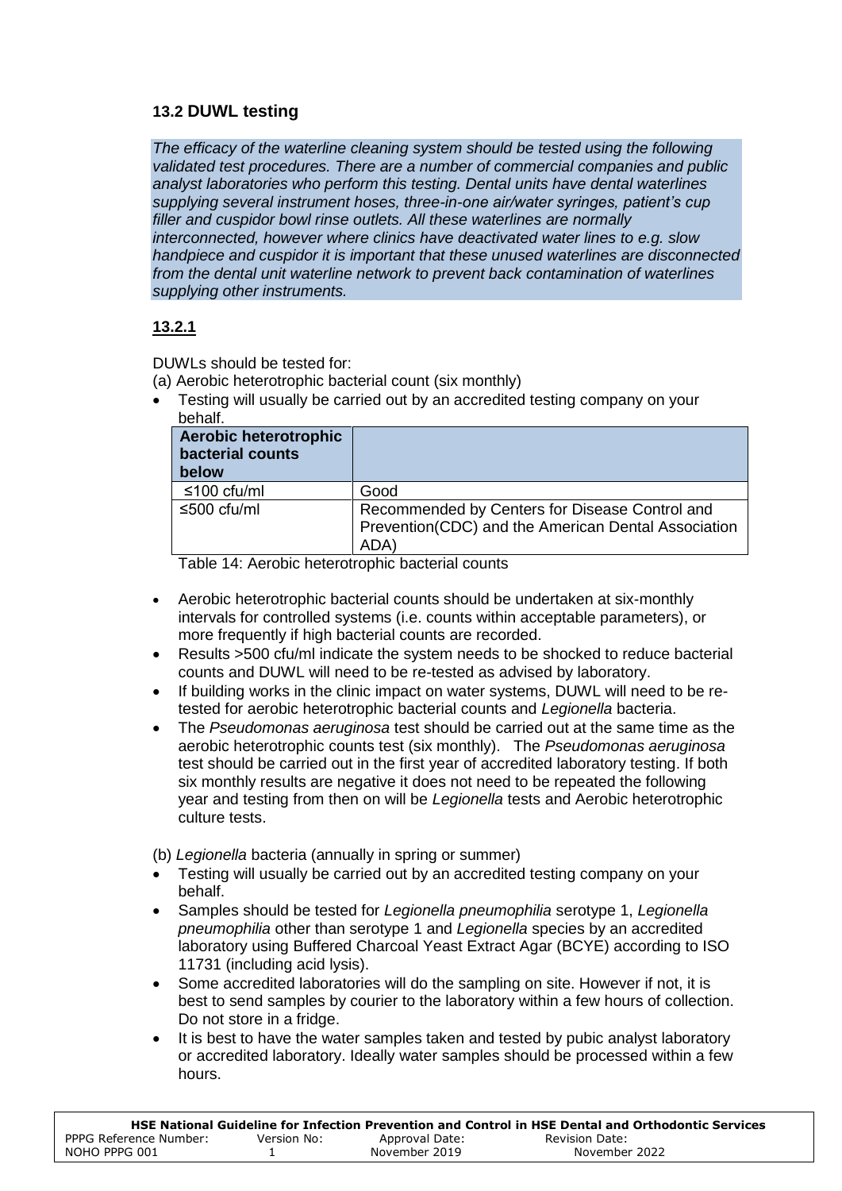### 13.2 DUWL testing

*The efficacy of the waterline cleaning system should be tested using the following validated test procedures. There are a number of commercial companies and public analyst laboratories who perform this testing. Dental units have dental waterlines supplying several instrument hoses, three-in-one air/water syringes, patient's cup filler and cuspidor bowl rinse outlets. All these waterlines are normally interconnected, however where clinics have deactivated water lines to e.g. slow handpiece and cuspidor it is important that these unused waterlines are disconnected from the dental unit waterline network to prevent back contamination of waterlines supplying other instruments.*

**13.2.1**

DUWLs should be tested for:

(a) Aerobic heterotrophic bacterial count (six monthly)

- Testing will usually be carried out by an accredited testing company on your behalf.

| Aerobic heterotrophic bacterial counts below | |
|---|---|
| ≤100 cfu/ml | Good |
| ≤500 cfu/ml | Recommended by Centers for Disease Control and Prevention(CDC) and the American Dental Association ADA) |

Table 14: Aerobic heterotrophic bacterial counts

- Aerobic heterotrophic bacterial counts should be undertaken at six-monthly intervals for controlled systems (i.e. counts within acceptable parameters), or more frequently if high bacterial counts are recorded.
- Results >500 cfu/ml indicate the system needs to be shocked to reduce bacterial counts and DUWL will need to be re-tested as advised by laboratory.
- If building works in the clinic impact on water systems, DUWL will need to be re-tested for aerobic heterotrophic bacterial counts and *Legionella* bacteria.
- The *Pseudomonas aeruginosa* test should be carried out at the same time as the aerobic heterotrophic counts test (six monthly). The *Pseudomonas aeruginosa* test should be carried out in the first year of accredited laboratory testing. If both six monthly results are negative it does not need to be repeated the following year and testing from then on will be *Legionella* tests and Aerobic heterotrophic culture tests.

(b) *Legionella* bacteria (annually in spring or summer)

- Testing will usually be carried out by an accredited testing company on your behalf.
- Samples should be tested for *Legionella pneumophilia* serotype 1, *Legionella pneumophilia* other than serotype 1 and *Legionella* species by an accredited laboratory using Buffered Charcoal Yeast Extract Agar (BCYE) according to ISO 11731 (including acid lysis).
- Some accredited laboratories will do the sampling on site. However if not, it is best to send samples by courier to the laboratory within a few hours of collection. Do not store in a fridge.
- It is best to have the water samples taken and tested by pubic analyst laboratory or accredited laboratory. Ideally water samples should be processed within a few hours.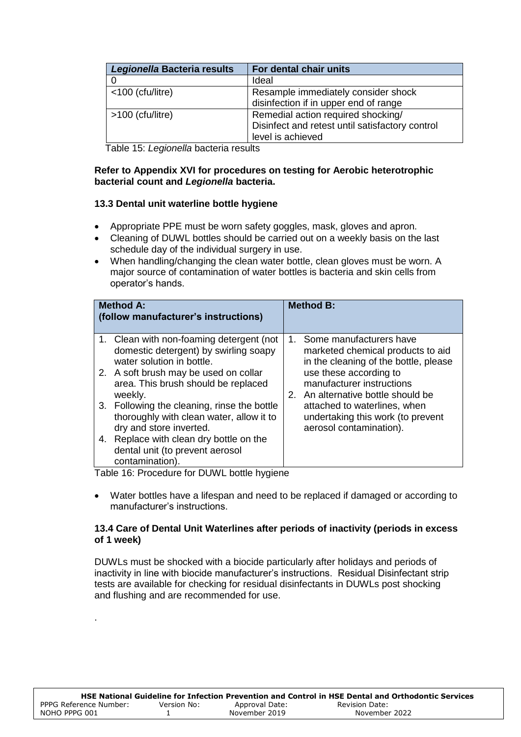| *Legionella* Bacteria results | For dental chair units |
|---|---|
| 0 | Ideal |
| <100 (cfu/litre) | Resample immediately consider shock disinfection if in upper end of range |
| >100 (cfu/litre) | Remedial action required shocking/ Disinfect and retest until satisfactory control level is achieved |

Table 15: *Legionella* bacteria results

**Refer to Appendix XVI for procedures on testing for Aerobic heterotrophic bacterial count and *Legionella* bacteria.**

### 13.3 Dental unit waterline bottle hygiene

- Appropriate PPE must be worn safety goggles, mask, gloves and apron.
- Cleaning of DUWL bottles should be carried out on a weekly basis on the last schedule day of the individual surgery in use.
- When handling/changing the clean water bottle, clean gloves must be worn. A major source of contamination of water bottles is bacteria and skin cells from operator's hands.

| Method A: (follow manufacturer's instructions) | Method B: |
|---|---|
| 1. Clean with non-foaming detergent (not domestic detergent) by swirling soapy water solution in bottle.<br>2. A soft brush may be used on collar area. This brush should be replaced weekly.<br>3. Following the cleaning, rinse the bottle thoroughly with clean water, allow it to dry and store inverted.<br>4. Replace with clean dry bottle on the dental unit (to prevent aerosol contamination). | 1. Some manufacturers have marketed chemical products to aid in the cleaning of the bottle, please use these according to manufacturer instructions<br>2. An alternative bottle should be attached to waterlines, when undertaking this work (to prevent aerosol contamination). |

Table 16: Procedure for DUWL bottle hygiene

- Water bottles have a lifespan and need to be replaced if damaged or according to manufacturer's instructions.

### 13.4 Care of Dental Unit Waterlines after periods of inactivity (periods in excess of 1 week)

DUWLs must be shocked with a biocide particularly after holidays and periods of inactivity in line with biocide manufacturer's instructions. Residual Disinfectant strip tests are available for checking for residual disinfectants in DUWLs post shocking and flushing and are recommended for use.

.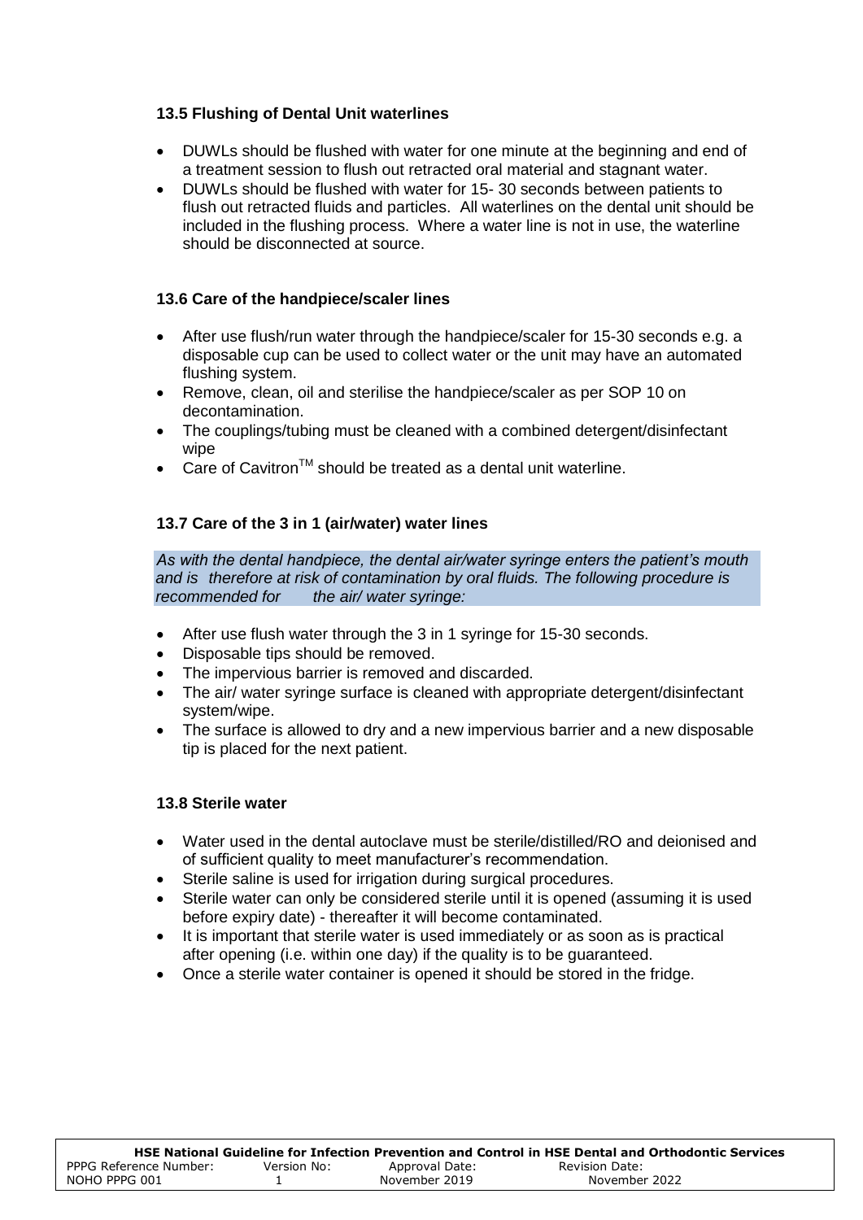### 13.5 Flushing of Dental Unit waterlines

- DUWLs should be flushed with water for one minute at the beginning and end of a treatment session to flush out retracted oral material and stagnant water.
- DUWLs should be flushed with water for 15- 30 seconds between patients to flush out retracted fluids and particles. All waterlines on the dental unit should be included in the flushing process. Where a water line is not in use, the waterline should be disconnected at source.

### 13.6 Care of the handpiece/scaler lines

- After use flush/run water through the handpiece/scaler for 15-30 seconds e.g. a disposable cup can be used to collect water or the unit may have an automated flushing system.
- Remove, clean, oil and sterilise the handpiece/scaler as per SOP 10 on decontamination.
- The couplings/tubing must be cleaned with a combined detergent/disinfectant wipe
- Care of Cavitron™ should be treated as a dental unit waterline.

### 13.7 Care of the 3 in 1 (air/water) water lines

*As with the dental handpiece, the dental air/water syringe enters the patient's mouth and is therefore at risk of contamination by oral fluids. The following procedure is recommended for the air/ water syringe:*

- After use flush water through the 3 in 1 syringe for 15-30 seconds.
- Disposable tips should be removed.
- The impervious barrier is removed and discarded.
- The air/ water syringe surface is cleaned with appropriate detergent/disinfectant system/wipe.
- The surface is allowed to dry and a new impervious barrier and a new disposable tip is placed for the next patient.

### 13.8 Sterile water

- Water used in the dental autoclave must be sterile/distilled/RO and deionised and of sufficient quality to meet manufacturer's recommendation.
- Sterile saline is used for irrigation during surgical procedures.
- Sterile water can only be considered sterile until it is opened (assuming it is used before expiry date) - thereafter it will become contaminated.
- It is important that sterile water is used immediately or as soon as is practical after opening (i.e. within one day) if the quality is to be guaranteed.
- Once a sterile water container is opened it should be stored in the fridge.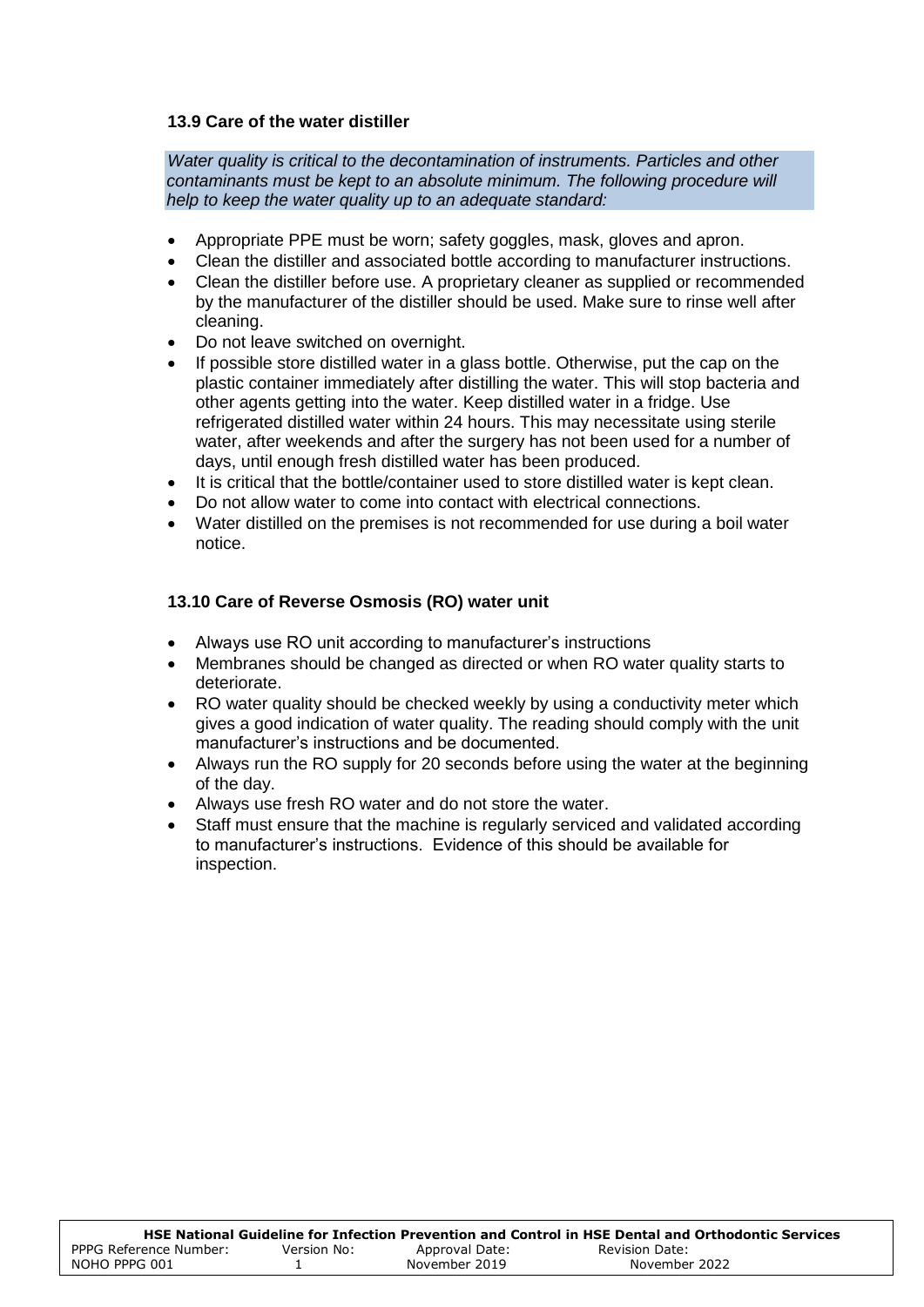### 13.9 Care of the water distiller

*Water quality is critical to the decontamination of instruments. Particles and other contaminants must be kept to an absolute minimum. The following procedure will help to keep the water quality up to an adequate standard:*

- Appropriate PPE must be worn; safety goggles, mask, gloves and apron.
- Clean the distiller and associated bottle according to manufacturer instructions.
- Clean the distiller before use. A proprietary cleaner as supplied or recommended by the manufacturer of the distiller should be used. Make sure to rinse well after cleaning.
- Do not leave switched on overnight.
- If possible store distilled water in a glass bottle. Otherwise, put the cap on the plastic container immediately after distilling the water. This will stop bacteria and other agents getting into the water. Keep distilled water in a fridge. Use refrigerated distilled water within 24 hours. This may necessitate using sterile water, after weekends and after the surgery has not been used for a number of days, until enough fresh distilled water has been produced.
- It is critical that the bottle/container used to store distilled water is kept clean.
- Do not allow water to come into contact with electrical connections.
- Water distilled on the premises is not recommended for use during a boil water notice.

### 13.10 Care of Reverse Osmosis (RO) water unit

- Always use RO unit according to manufacturer's instructions
- Membranes should be changed as directed or when RO water quality starts to deteriorate.
- RO water quality should be checked weekly by using a conductivity meter which gives a good indication of water quality. The reading should comply with the unit manufacturer's instructions and be documented.
- Always run the RO supply for 20 seconds before using the water at the beginning of the day.
- Always use fresh RO water and do not store the water.
- Staff must ensure that the machine is regularly serviced and validated according to manufacturer's instructions. Evidence of this should be available for inspection.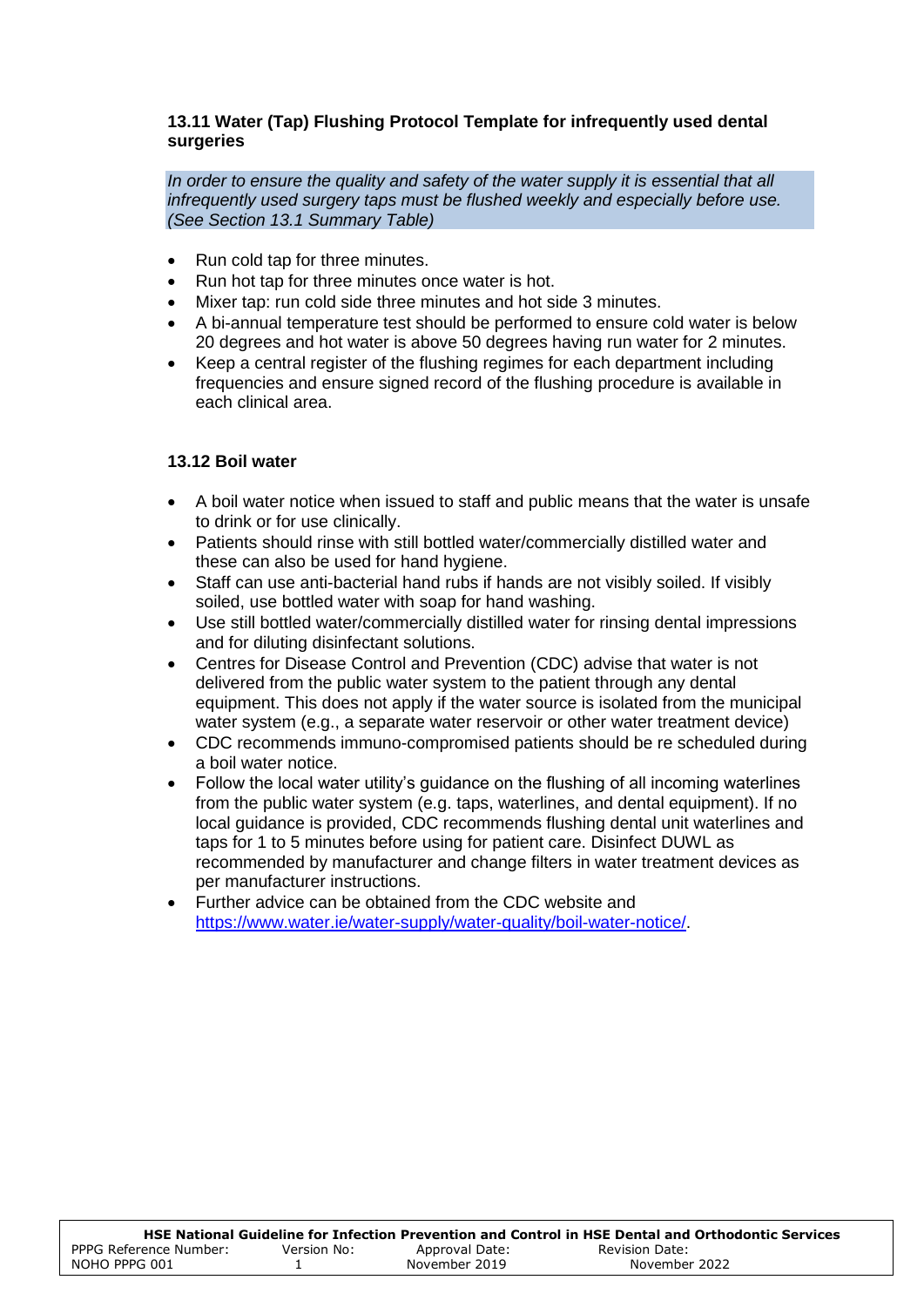### 13.11 Water (Tap) Flushing Protocol Template for infrequently used dental surgeries

*In order to ensure the quality and safety of the water supply it is essential that all infrequently used surgery taps must be flushed weekly and especially before use. (See Section 13.1 Summary Table)*

- Run cold tap for three minutes.
- Run hot tap for three minutes once water is hot.
- Mixer tap: run cold side three minutes and hot side 3 minutes.
- A bi-annual temperature test should be performed to ensure cold water is below 20 degrees and hot water is above 50 degrees having run water for 2 minutes.
- Keep a central register of the flushing regimes for each department including frequencies and ensure signed record of the flushing procedure is available in each clinical area.

### 13.12 Boil water

- A boil water notice when issued to staff and public means that the water is unsafe to drink or for use clinically.
- Patients should rinse with still bottled water/commercially distilled water and these can also be used for hand hygiene.
- Staff can use anti-bacterial hand rubs if hands are not visibly soiled. If visibly soiled, use bottled water with soap for hand washing.
- Use still bottled water/commercially distilled water for rinsing dental impressions and for diluting disinfectant solutions.
- Centres for Disease Control and Prevention (CDC) advise that water is not delivered from the public water system to the patient through any dental equipment. This does not apply if the water source is isolated from the municipal water system (e.g., a separate water reservoir or other water treatment device)
- CDC recommends immuno-compromised patients should be re scheduled during a boil water notice.
- Follow the local water utility's guidance on the flushing of all incoming waterlines from the public water system (e.g. taps, waterlines, and dental equipment). If no local guidance is provided, CDC recommends flushing dental unit waterlines and taps for 1 to 5 minutes before using for patient care. Disinfect DUWL as recommended by manufacturer and change filters in water treatment devices as per manufacturer instructions.
- Further advice can be obtained from the CDC website and https://www.water.ie/water-supply/water-quality/boil-water-notice/.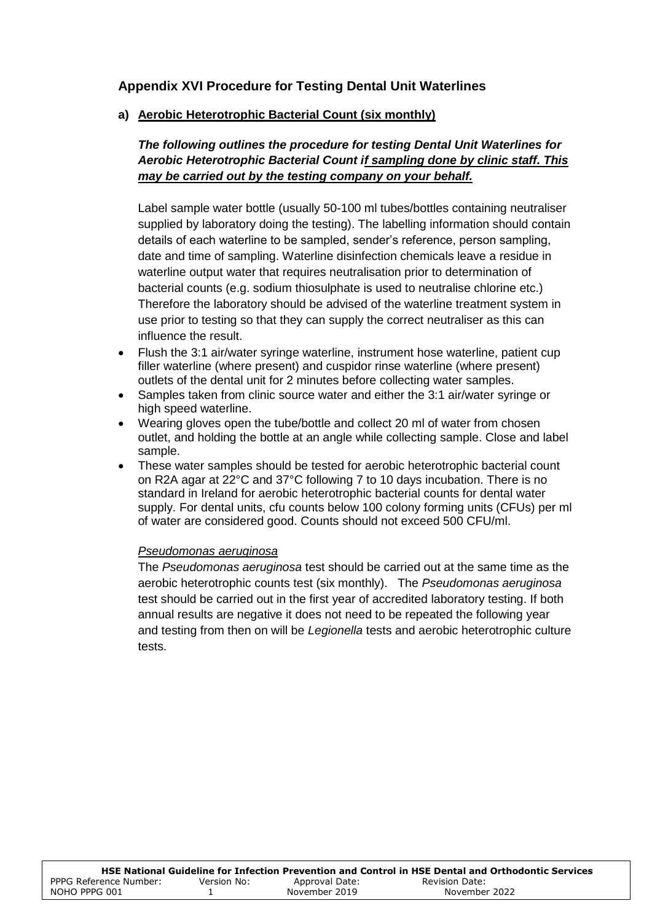## Appendix XVI Procedure for Testing Dental Unit Waterlines

### a) <u>Aerobic Heterotrophic Bacterial Count (six monthly)</u>

***The following outlines the procedure for testing Dental Unit Waterlines for Aerobic Heterotrophic Bacterial Count i<u>f sampling done by clinic staff. This may be carried out by the testing company on your behalf.</u>***

Label sample water bottle (usually 50-100 ml tubes/bottles containing neutraliser supplied by laboratory doing the testing). The labelling information should contain details of each waterline to be sampled, sender's reference, person sampling, date and time of sampling. Waterline disinfection chemicals leave a residue in waterline output water that requires neutralisation prior to determination of bacterial counts (e.g. sodium thiosulphate is used to neutralise chlorine etc.) Therefore the laboratory should be advised of the waterline treatment system in use prior to testing so that they can supply the correct neutraliser as this can influence the result.

- Flush the 3:1 air/water syringe waterline, instrument hose waterline, patient cup filler waterline (where present) and cuspidor rinse waterline (where present) outlets of the dental unit for 2 minutes before collecting water samples.
- Samples taken from clinic source water and either the 3:1 air/water syringe or high speed waterline.
- Wearing gloves open the tube/bottle and collect 20 ml of water from chosen outlet, and holding the bottle at an angle while collecting sample. Close and label sample.
- These water samples should be tested for aerobic heterotrophic bacterial count on R2A agar at 22°C and 37°C following 7 to 10 days incubation. There is no standard in Ireland for aerobic heterotrophic bacterial counts for dental water supply. For dental units, cfu counts below 100 colony forming units (CFUs) per ml of water are considered good. Counts should not exceed 500 CFU/ml.

<u>*Pseudomonas aeruginosa*</u>

The *Pseudomonas aeruginosa* test should be carried out at the same time as the aerobic heterotrophic counts test (six monthly). The *Pseudomonas aeruginosa* test should be carried out in the first year of accredited laboratory testing. If both annual results are negative it does not need to be repeated the following year and testing from then on will be *Legionella* tests and aerobic heterotrophic culture tests.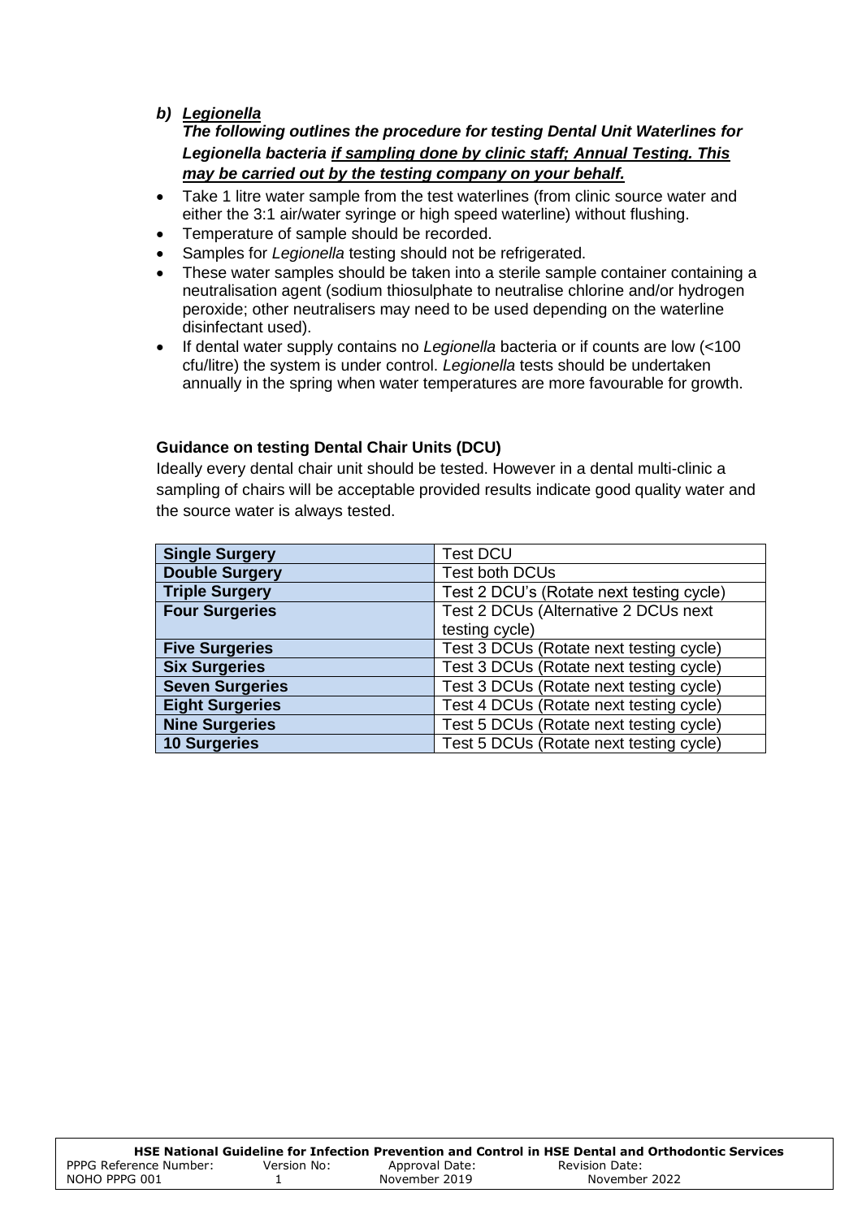***b) <u>Legionella</u>***

***The following outlines the procedure for testing Dental Unit Waterlines for Legionella bacteria <u>if sampling done by clinic staff; Annual Testing. This may be carried out by the testing company on your behalf.</u>***

- Take 1 litre water sample from the test waterlines (from clinic source water and either the 3:1 air/water syringe or high speed waterline) without flushing.
- Temperature of sample should be recorded.
- Samples for *Legionella* testing should not be refrigerated.
- These water samples should be taken into a sterile sample container containing a neutralisation agent (sodium thiosulphate to neutralise chlorine and/or hydrogen peroxide; other neutralisers may need to be used depending on the waterline disinfectant used).
- If dental water supply contains no *Legionella* bacteria or if counts are low (<100 cfu/litre) the system is under control. *Legionella* tests should be undertaken annually in the spring when water temperatures are more favourable for growth.

**Guidance on testing Dental Chair Units (DCU)**

Ideally every dental chair unit should be tested. However in a dental multi-clinic a sampling of chairs will be acceptable provided results indicate good quality water and the source water is always tested.

| | |
|---|---|
| **Single Surgery** | Test DCU |
| **Double Surgery** | Test both DCUs |
| **Triple Surgery** | Test 2 DCU's (Rotate next testing cycle) |
| **Four Surgeries** | Test 2 DCUs (Alternative 2 DCUs next testing cycle) |
| **Five Surgeries** | Test 3 DCUs (Rotate next testing cycle) |
| **Six Surgeries** | Test 3 DCUs (Rotate next testing cycle) |
| **Seven Surgeries** | Test 3 DCUs (Rotate next testing cycle) |
| **Eight Surgeries** | Test 4 DCUs (Rotate next testing cycle) |
| **Nine Surgeries** | Test 5 DCUs (Rotate next testing cycle) |
| **10 Surgeries** | Test 5 DCUs (Rotate next testing cycle) |